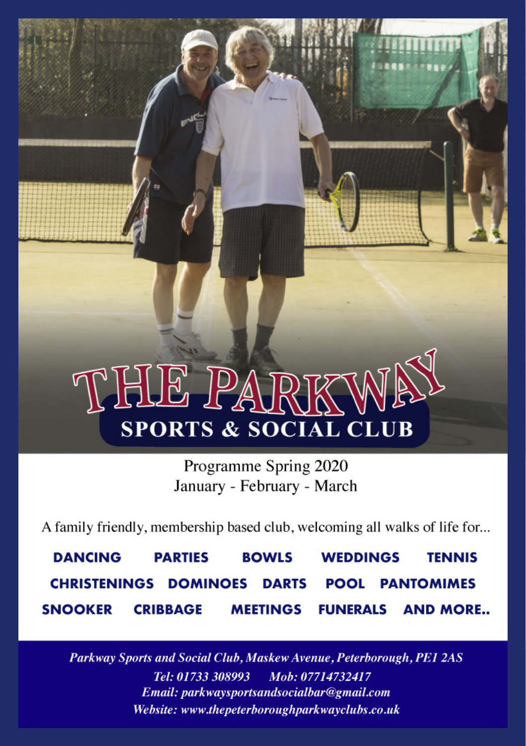# THE PARKWAY

## SPORTS & SOCIAL CLUB

Programme Spring 2020
January - February - March

A family friendly, membership based club, welcoming all walks of life for...

**DANCING PARTIES BOWLS WEDDINGS TENNIS**
**CHRISTENINGS DOMINOES DARTS POOL PANTOMIMES**
**SNOOKER CRIBBAGE MEETINGS FUNERALS AND MORE..**

*Parkway Sports and Social Club, Maskew Avenue, Peterborough, PE1 2AS*
*Tel: 01733 308993 Mob: 07714732417*
*Email: parkwaysportsandsocialbar@gmail.com*
*Website: www.thepeterboroughparkwayclubs.co.uk*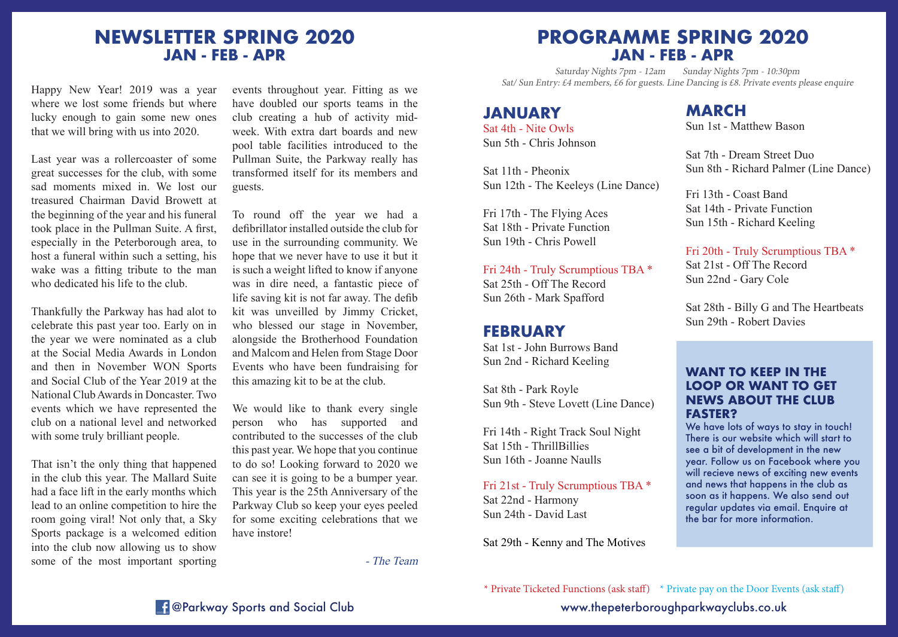# NEWSLETTER SPRING 2020
## JAN - FEB - APR

Happy New Year! 2019 was a year where we lost some friends but where lucky enough to gain some new ones that we will bring with us into 2020.

Last year was a rollercoaster of some great successes for the club, with some sad moments mixed in. We lost our treasured Chairman David Browett at the beginning of the year and his funeral took place in the Pullman Suite. A first, especially in the Peterborough area, to host a funeral within such a setting, his wake was a fitting tribute to the man who dedicated his life to the club.

Thankfully the Parkway has had alot to celebrate this past year too. Early on in the year we were nominated as a club at the Social Media Awards in London and then in November WON Sports and Social Club of the Year 2019 at the National Club Awards in Doncaster. Two events which we have represented the club on a national level and networked with some truly brilliant people.

That isn't the only thing that happened in the club this year. The Mallard Suite had a face lift in the early months which lead to an online competition to hire the room going viral! Not only that, a Sky Sports package is a welcomed edition into the club now allowing us to show some of the most important sporting events throughout year. Fitting as we have doubled our sports teams in the club creating a hub of activity mid-week. With extra dart boards and new pool table facilities introduced to the Pullman Suite, the Parkway really has transformed itself for its members and guests.

To round off the year we had a defibrillator installed outside the club for use in the surrounding community. We hope that we never have to use it but it is such a weight lifted to know if anyone was in dire need, a fantastic piece of life saving kit is not far away. The defib kit was unveilled by Jimmy Cricket, who blessed our stage in November, alongside the Brotherhood Foundation and Malcom and Helen from Stage Door Events who have been fundraising for this amazing kit to be at the club.

We would like to thank every single person who has supported and contributed to the successes of the club this past year. We hope that you continue to do so! Looking forward to 2020 we can see it is going to be a bumper year. This year is the 25th Anniversary of the Parkway Club so keep your eyes peeled for some exciting celebrations that we have instore!

*- The Team*

@Parkway Sports and Social Club

# PROGRAMME SPRING 2020
## JAN - FEB - APR

*Saturday Nights 7pm - 12am Sunday Nights 7pm - 10:30pm*
*Sat/ Sun Entry: £4 members, £6 for guests. Line Dancing is £8. Private events please enquire*

### JANUARY

Sat 4th - Nite Owls
Sun 5th - Chris Johnson

Sat 11th - Pheonix
Sun 12th - The Keeleys (Line Dance)

Fri 17th - The Flying Aces
Sat 18th - Private Function
Sun 19th - Chris Powell

Fri 24th - Truly Scrumptious TBA *
Sat 25th - Off The Record
Sun 26th - Mark Spafford

### FEBRUARY

Sat 1st - John Burrows Band
Sun 2nd - Richard Keeling

Sat 8th - Park Royle
Sun 9th - Steve Lovett (Line Dance)

Fri 14th - Right Track Soul Night
Sat 15th - ThrillBillies
Sun 16th - Joanne Naulls

Fri 21st - Truly Scrumptious TBA *
Sat 22nd - Harmony
Sun 24th - David Last

Sat 29th - Kenny and The Motives

### MARCH

Sun 1st - Matthew Bason

Sat 7th - Dream Street Duo
Sun 8th - Richard Palmer (Line Dance)

Fri 13th - Coast Band
Sat 14th - Private Function
Sun 15th - Richard Keeling

Fri 20th - Truly Scrumptious TBA *
Sat 21st - Off The Record
Sun 22nd - Gary Cole

Sat 28th - Billy G and The Heartbeats
Sun 29th - Robert Davies

### WANT TO KEEP IN THE LOOP OR WANT TO GET NEWS ABOUT THE CLUB FASTER?

We have lots of ways to stay in touch! There is our website which will start to see a bit of development in the new year. Follow us on Facebook where you will recieve news of exciting new events and news that happens in the club as soon as it happens. We also send out regular updates via email. Enquire at the bar for more information.

\* Private Ticketed Functions (ask staff) \* Private pay on the Door Events (ask staff)

www.thepeterboroughparkwayclubs.co.uk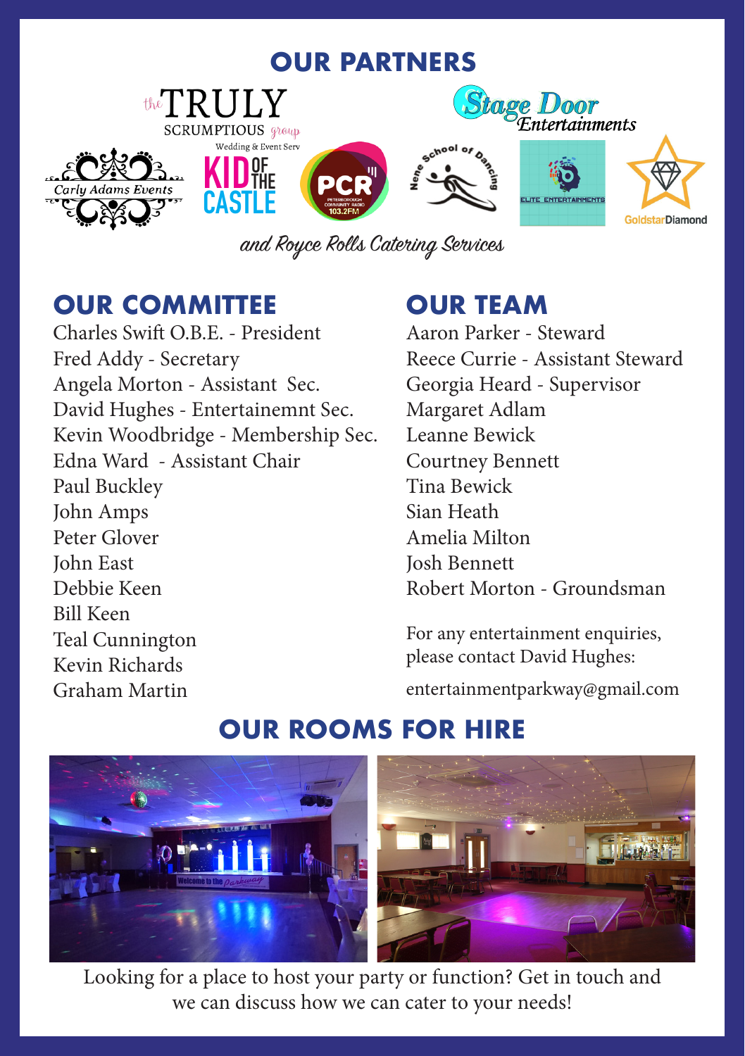## OUR PARTNERS

and Royce Rolls Catering Services

## OUR COMMITTEE

Charles Swift O.B.E. - President
Fred Addy - Secretary
Angela Morton - Assistant Sec.
David Hughes - Entertainemnt Sec.
Kevin Woodbridge - Membership Sec.
Edna Ward - Assistant Chair
Paul Buckley
John Amps
Peter Glover
John East
Debbie Keen
Bill Keen
Teal Cunnington
Kevin Richards
Graham Martin

## OUR TEAM

Aaron Parker - Steward
Reece Currie - Assistant Steward
Georgia Heard - Supervisor
Margaret Adlam
Leanne Bewick
Courtney Bennett
Tina Bewick
Sian Heath
Amelia Milton
Josh Bennett
Robert Morton - Groundsman

For any entertainment enquiries, please contact David Hughes:

entertainmentparkway@gmail.com

## OUR ROOMS FOR HIRE

Looking for a place to host your party or function? Get in touch and we can discuss how we can cater to your needs!